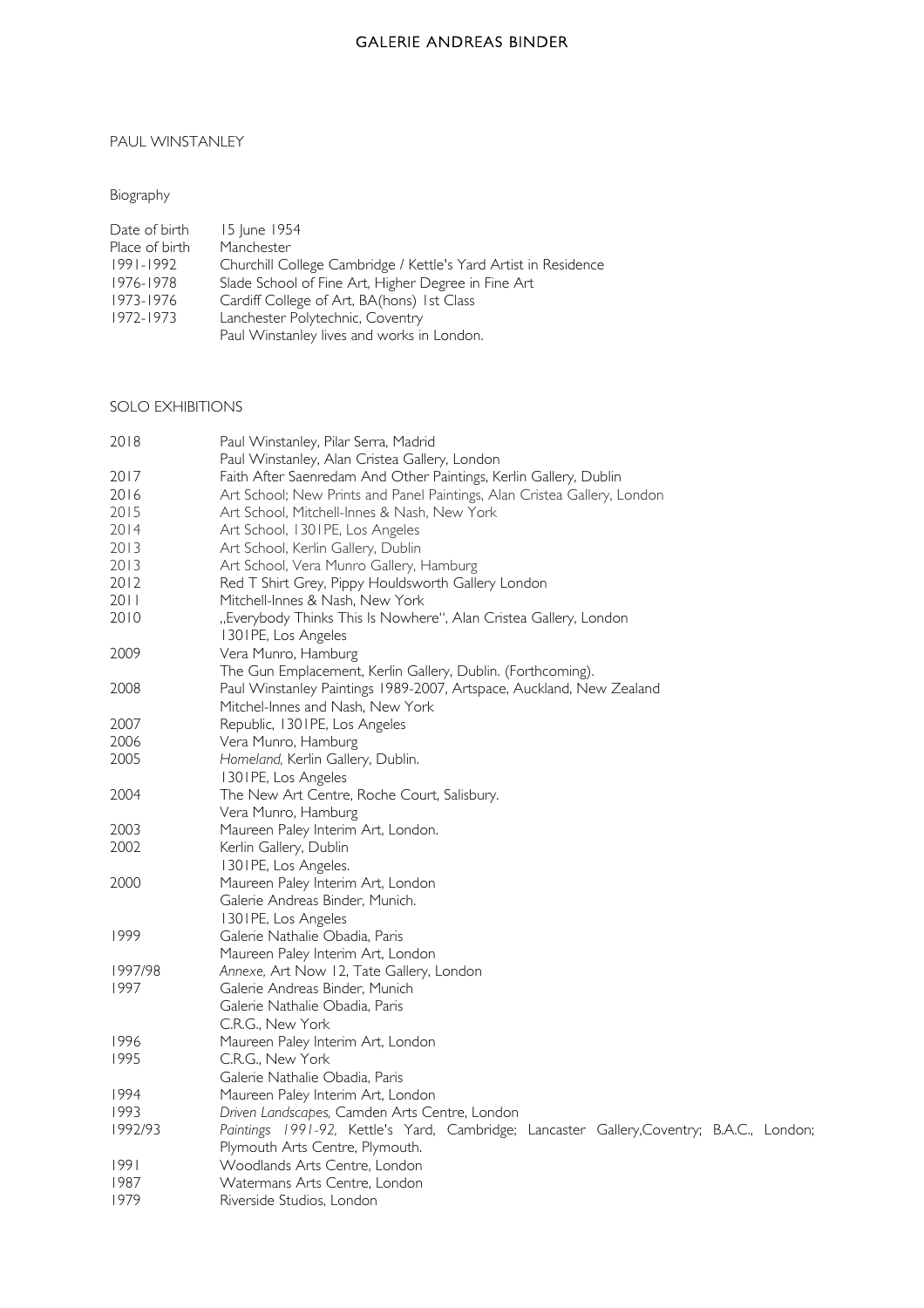PAUL WINSTANLEY

Biography

| | |
|---|---|
| Date of birth | 15 June 1954 |
| Place of birth | Manchester |
| 1991-1992 | Churchill College Cambridge / Kettle's Yard Artist in Residence |
| 1976-1978 | Slade School of Fine Art, Higher Degree in Fine Art |
| 1973-1976 | Cardiff College of Art, BA(hons) 1st Class |
| 1972-1973 | Lanchester Polytechnic, Coventry |
| | Paul Winstanley lives and works in London. |

SOLO EXHIBITIONS

| | |
|---|---|
| 2018 | Paul Winstanley, Pilar Serra, Madrid |
| | Paul Winstanley, Alan Cristea Gallery, London |
| 2017 | Faith After Saenredam And Other Paintings, Kerlin Gallery, Dublin |
| 2016 | Art School; New Prints and Panel Paintings, Alan Cristea Gallery, London |
| 2015 | Art School, Mitchell-Innes & Nash, New York |
| 2014 | Art School, 1301PE, Los Angeles |
| 2013 | Art School, Kerlin Gallery, Dublin |
| 2013 | Art School, Vera Munro Gallery, Hamburg |
| 2012 | Red T Shirt Grey, Pippy Houldsworth Gallery London |
| 2011 | Mitchell-Innes & Nash, New York |
| 2010 | „Everybody Thinks This Is Nowhere", Alan Cristea Gallery, London |
| | 1301PE, Los Angeles |
| 2009 | Vera Munro, Hamburg |
| | The Gun Emplacement, Kerlin Gallery, Dublin. (Forthcoming). |
| 2008 | Paul Winstanley Paintings 1989-2007, Artspace, Auckland, New Zealand |
| | Mitchel-Innes and Nash, New York |
| 2007 | Republic, 1301PE, Los Angeles |
| 2006 | Vera Munro, Hamburg |
| 2005 | *Homeland,* Kerlin Gallery, Dublin. |
| | 1301PE, Los Angeles |
| 2004 | The New Art Centre, Roche Court, Salisbury. |
| | Vera Munro, Hamburg |
| 2003 | Maureen Paley Interim Art, London. |
| 2002 | Kerlin Gallery, Dublin |
| | 1301PE, Los Angeles. |
| 2000 | Maureen Paley Interim Art, London |
| | Galerie Andreas Binder, Munich. |
| | 1301PE, Los Angeles |
| 1999 | Galerie Nathalie Obadia, Paris |
| | Maureen Paley Interim Art, London |
| 1997/98 | *Annexe,* Art Now 12, Tate Gallery, London |
| 1997 | Galerie Andreas Binder, Munich |
| | Galerie Nathalie Obadia, Paris |
| | C.R.G., New York |
| 1996 | Maureen Paley Interim Art, London |
| 1995 | C.R.G., New York |
| | Galerie Nathalie Obadia, Paris |
| 1994 | Maureen Paley Interim Art, London |
| 1993 | *Driven Landscapes,* Camden Arts Centre, London |
| 1992/93 | *Paintings 1991-92,* Kettle's Yard, Cambridge; Lancaster Gallery,Coventry; B.A.C., London; Plymouth Arts Centre, Plymouth. |
| 1991 | Woodlands Arts Centre, London |
| 1987 | Watermans Arts Centre, London |
| 1979 | Riverside Studios, London |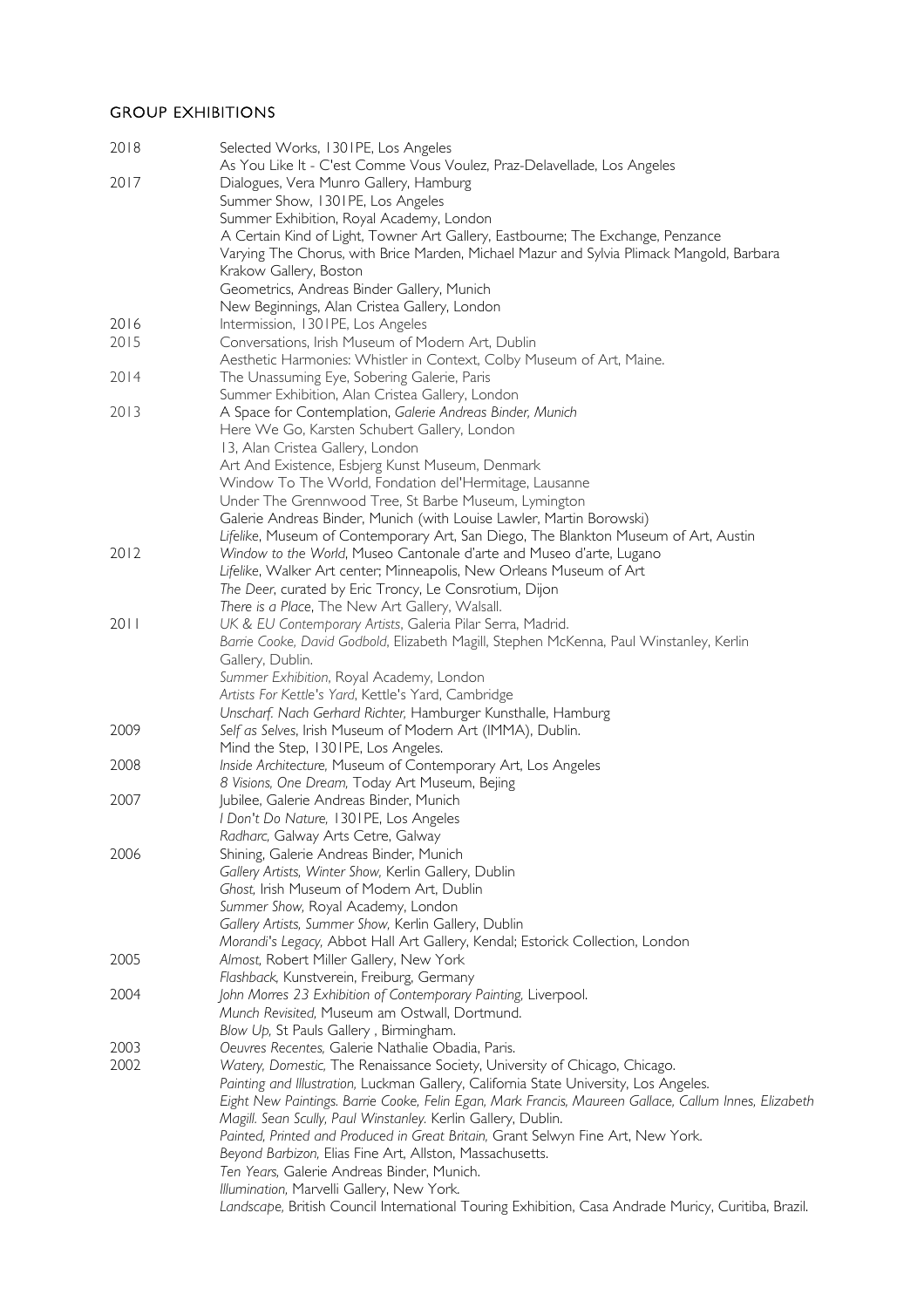## GROUP EXHIBITIONS

2018
Selected Works, 1301PE, Los Angeles
As You Like It - C'est Comme Vous Voulez, Praz-Delavellade, Los Angeles

2017
Dialogues, Vera Munro Gallery, Hamburg
Summer Show, 1301PE, Los Angeles
Summer Exhibition, Royal Academy, London
A Certain Kind of Light, Towner Art Gallery, Eastbourne; The Exchange, Penzance
Varying The Chorus, with Brice Marden, Michael Mazur and Sylvia Plimack Mangold, Barbara Krakow Gallery, Boston
Geometrics, Andreas Binder Gallery, Munich
New Beginnings, Alan Cristea Gallery, London

2016
Intermission, 1301PE, Los Angeles

2015
Conversations, Irish Museum of Modern Art, Dublin
Aesthetic Harmonies: Whistler in Context, Colby Museum of Art, Maine.

2014
The Unassuming Eye, Sobering Galerie, Paris
Summer Exhibition, Alan Cristea Gallery, London

2013
A Space for Contemplation, *Galerie Andreas Binder, Munich*
Here We Go, Karsten Schubert Gallery, London
13, Alan Cristea Gallery, London
Art And Existence, Esbjerg Kunst Museum, Denmark
Window To The World, Fondation del'Hermitage, Lausanne
Under The Grennwood Tree, St Barbe Museum, Lymington
Galerie Andreas Binder, Munich (with Louise Lawler, Martin Borowski)
*Lifelike*, Museum of Contemporary Art, San Diego, The Blankton Museum of Art, Austin

2012
*Window to the World*, Museo Cantonale d'arte and Museo d'arte, Lugano
*Lifelike*, Walker Art center; Minneapolis, New Orleans Museum of Art
*The Deer*, curated by Eric Troncy, Le Consrotium, Dijon
*There is a Place*, The New Art Gallery, Walsall.

2011
*UK & EU Contemporary Artists*, Galeria Pilar Serra, Madrid.
*Barrie Cooke, David Godbold*, Elizabeth Magill, Stephen McKenna, Paul Winstanley, Kerlin Gallery, Dublin.
*Summer Exhibition*, Royal Academy, London
*Artists For Kettle's Yard*, Kettle's Yard, Cambridge
*Unscharf. Nach Gerhard Richter*, Hamburger Kunsthalle, Hamburg

2009
*Self as Selves*, Irish Museum of Modern Art (IMMA), Dublin.
Mind the Step, 1301PE, Los Angeles.

2008
*Inside Architecture*, Museum of Contemporary Art, Los Angeles
*8 Visions, One Dream*, Today Art Museum, Bejing

2007
Jubilee, Galerie Andreas Binder, Munich
*I Don't Do Nature*, 1301PE, Los Angeles
*Radharc*, Galway Arts Cetre, Galway

2006
Shining, Galerie Andreas Binder, Munich
*Gallery Artists, Winter Show*, Kerlin Gallery, Dublin
*Ghost*, Irish Museum of Modern Art, Dublin
*Summer Show*, Royal Academy, London
*Gallery Artists, Summer Show*, Kerlin Gallery, Dublin
*Morandi's Legacy*, Abbot Hall Art Gallery, Kendal; Estorick Collection, London

2005
*Almost*, Robert Miller Gallery, New York
*Flashback*, Kunstverein, Freiburg, Germany

2004
*John Morres 23 Exhibition of Contemporary Painting*, Liverpool.
*Munch Revisited*, Museum am Ostwall, Dortmund.
*Blow Up*, St Pauls Gallery , Birmingham.

2003
*Oeuvres Recentes*, Galerie Nathalie Obadia, Paris.

2002
*Watery, Domestic*, The Renaissance Society, University of Chicago, Chicago.
*Painting and Illustration*, Luckman Gallery, California State University, Los Angeles.
*Eight New Paintings. Barrie Cooke, Felin Egan, Mark Francis, Maureen Gallace, Callum Innes, Elizabeth Magill. Sean Scully, Paul Winstanley.* Kerlin Gallery, Dublin.
*Painted, Printed and Produced in Great Britain*, Grant Selwyn Fine Art, New York.
*Beyond Barbizon*, Elias Fine Art, Allston, Massachusetts.
*Ten Years*, Galerie Andreas Binder, Munich.
*Illumination*, Marvelli Gallery, New York.
*Landscape*, British Council International Touring Exhibition, Casa Andrade Muricy, Curitiba, Brazil.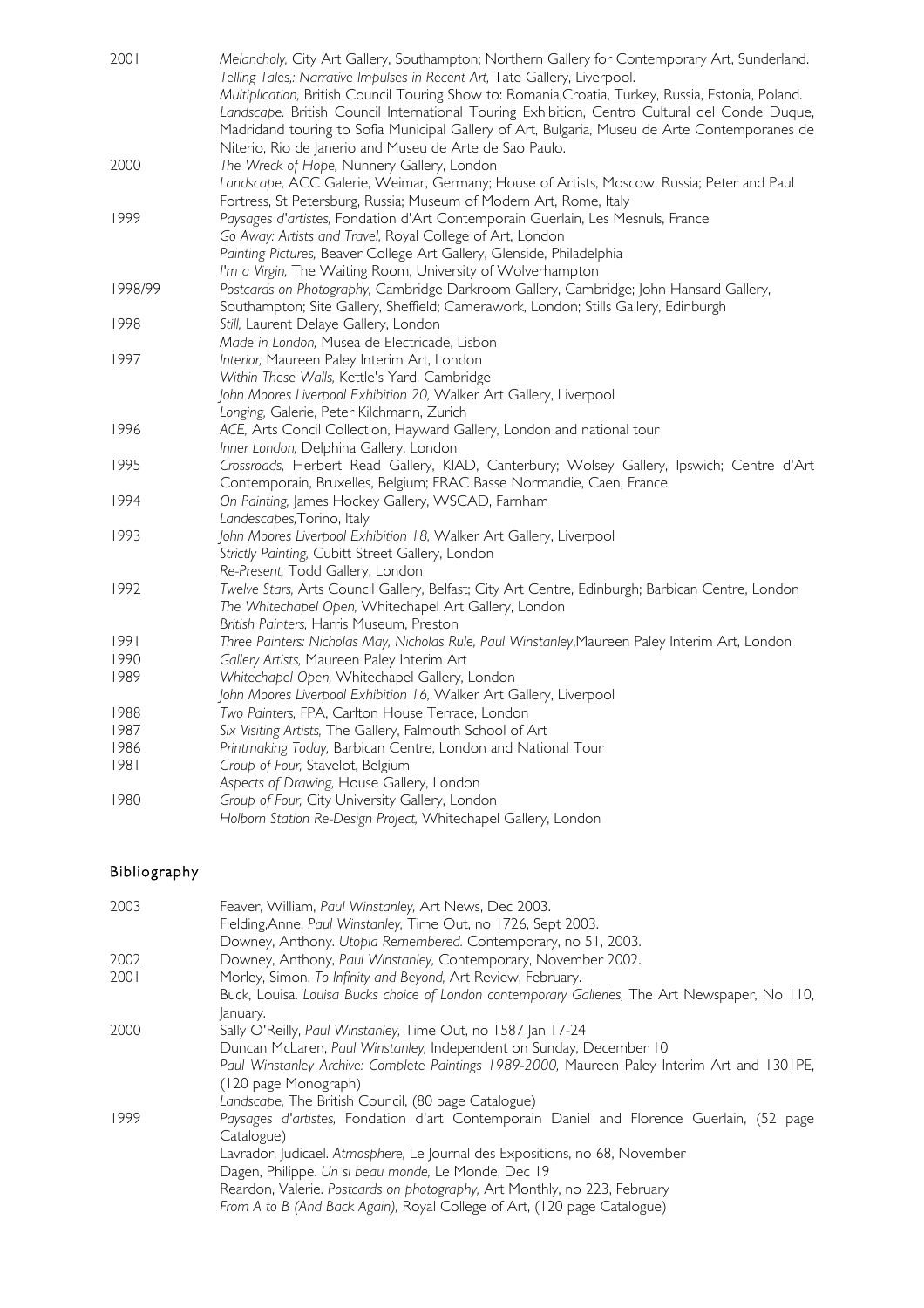| | |
|---|---|
| 2001 | *Melancholy,* City Art Gallery, Southampton; Northern Gallery for Contemporary Art, Sunderland. |
| | *Telling Tales,: Narrative Impulses in Recent Art,* Tate Gallery, Liverpool. |
| | *Multiplication,* British Council Touring Show to: Romania,Croatia, Turkey, Russia, Estonia, Poland. |
| | *Landscape.* British Council International Touring Exhibition, Centro Cultural del Conde Duque, Madridand touring to Sofia Municipal Gallery of Art, Bulgaria, Museu de Arte Contemporanes de Niterio, Rio de Janerio and Museu de Arte de Sao Paulo. |
| 2000 | *The Wreck of Hope,* Nunnery Gallery, London |
| | *Landscape,* ACC Galerie, Weimar, Germany; House of Artists, Moscow, Russia; Peter and Paul Fortress, St Petersburg, Russia; Museum of Modern Art, Rome, Italy |
| 1999 | *Paysages d'artistes,* Fondation d'Art Contemporain Guerlain, Les Mesnuls, France |
| | *Go Away: Artists and Travel,* Royal College of Art, London |
| | *Painting Pictures,* Beaver College Art Gallery, Glenside, Philadelphia |
| | *I'm a Virgin,* The Waiting Room, University of Wolverhampton |
| 1998/99 | *Postcards on Photography,* Cambridge Darkroom Gallery, Cambridge; John Hansard Gallery, Southampton; Site Gallery, Sheffield; Camerawork, London; Stills Gallery, Edinburgh |
| 1998 | *Still,* Laurent Delaye Gallery, London |
| | *Made in London,* Musea de Electricade, Lisbon |
| 1997 | *Interior,* Maureen Paley Interim Art, London |
| | *Within These Walls,* Kettle's Yard, Cambridge |
| | *John Moores Liverpool Exhibition 20,* Walker Art Gallery, Liverpool |
| | *Longing,* Galerie, Peter Kilchmann, Zurich |
| 1996 | *ACE,* Arts Concil Collection, Hayward Gallery, London and national tour |
| | *Inner London,* Delphina Gallery, London |
| 1995 | *Crossroads,* Herbert Read Gallery, KIAD, Canterbury; Wolsey Gallery, Ipswich; Centre d'Art Contemporain, Bruxelles, Belgium; FRAC Basse Normandie, Caen, France |
| 1994 | *On Painting,* James Hockey Gallery, WSCAD, Farnham |
| | *Landescapes,*Torino, Italy |
| 1993 | *John Moores Liverpool Exhibition 18,* Walker Art Gallery, Liverpool |
| | *Strictly Painting,* Cubitt Street Gallery, London |
| | *Re-Present,* Todd Gallery, London |
| 1992 | *Twelve Stars,* Arts Council Gallery, Belfast; City Art Centre, Edinburgh; Barbican Centre, London |
| | *The Whitechapel Open,* Whitechapel Art Gallery, London |
| | *British Painters,* Harris Museum, Preston |
| 1991 | *Three Painters: Nicholas May, Nicholas Rule, Paul Winstanley,*Maureen Paley Interim Art, London |
| 1990 | *Gallery Artists,* Maureen Paley Interim Art |
| 1989 | *Whitechapel Open,* Whitechapel Gallery, London |
| | *John Moores Liverpool Exhibition 16,* Walker Art Gallery, Liverpool |
| 1988 | *Two Painters,* FPA, Carlton House Terrace, London |
| 1987 | *Six Visiting Artists,* The Gallery, Falmouth School of Art |
| 1986 | *Printmaking Today,* Barbican Centre, London and National Tour |
| 1981 | *Group of Four,* Stavelot, Belgium |
| | *Aspects of Drawing,* House Gallery, London |
| 1980 | *Group of Four,* City University Gallery, London |
| | *Holborn Station Re-Design Project,* Whitechapel Gallery, London |

## Bibliography

| | |
|---|---|
| 2003 | Feaver, William, *Paul Winstanley,* Art News, Dec 2003. |
| | Fielding,Anne. *Paul Winstanley,* Time Out, no 1726, Sept 2003. |
| | Downey, Anthony. *Utopia Remembered.* Contemporary, no 51, 2003. |
| 2002 | Downey, Anthony, *Paul Winstanley,* Contemporary, November 2002. |
| 2001 | Morley, Simon. *To Infinity and Beyond,* Art Review, February. |
| | Buck, Louisa. *Louisa Bucks choice of London contemporary Galleries,* The Art Newspaper, No 110, January. |
| 2000 | Sally O'Reilly, *Paul Winstanley,* Time Out, no 1587 Jan 17-24 |
| | Duncan McLaren, *Paul Winstanley,* Independent on Sunday, December 10 |
| | *Paul Winstanley Archive: Complete Paintings 1989-2000,* Maureen Paley Interim Art and 1301PE, (120 page Monograph) |
| | *Landscape,* The British Council, (80 page Catalogue) |
| 1999 | *Paysages d'artistes,* Fondation d'art Contemporain Daniel and Florence Guerlain, (52 page Catalogue) |
| | Lavrador, Judicael. *Atmosphere,* Le Journal des Expositions, no 68, November |
| | Dagen, Philippe. *Un si beau monde,* Le Monde, Dec 19 |
| | Reardon, Valerie. *Postcards on photography,* Art Monthly, no 223, February |
| | *From A to B (And Back Again),* Royal College of Art, (120 page Catalogue) |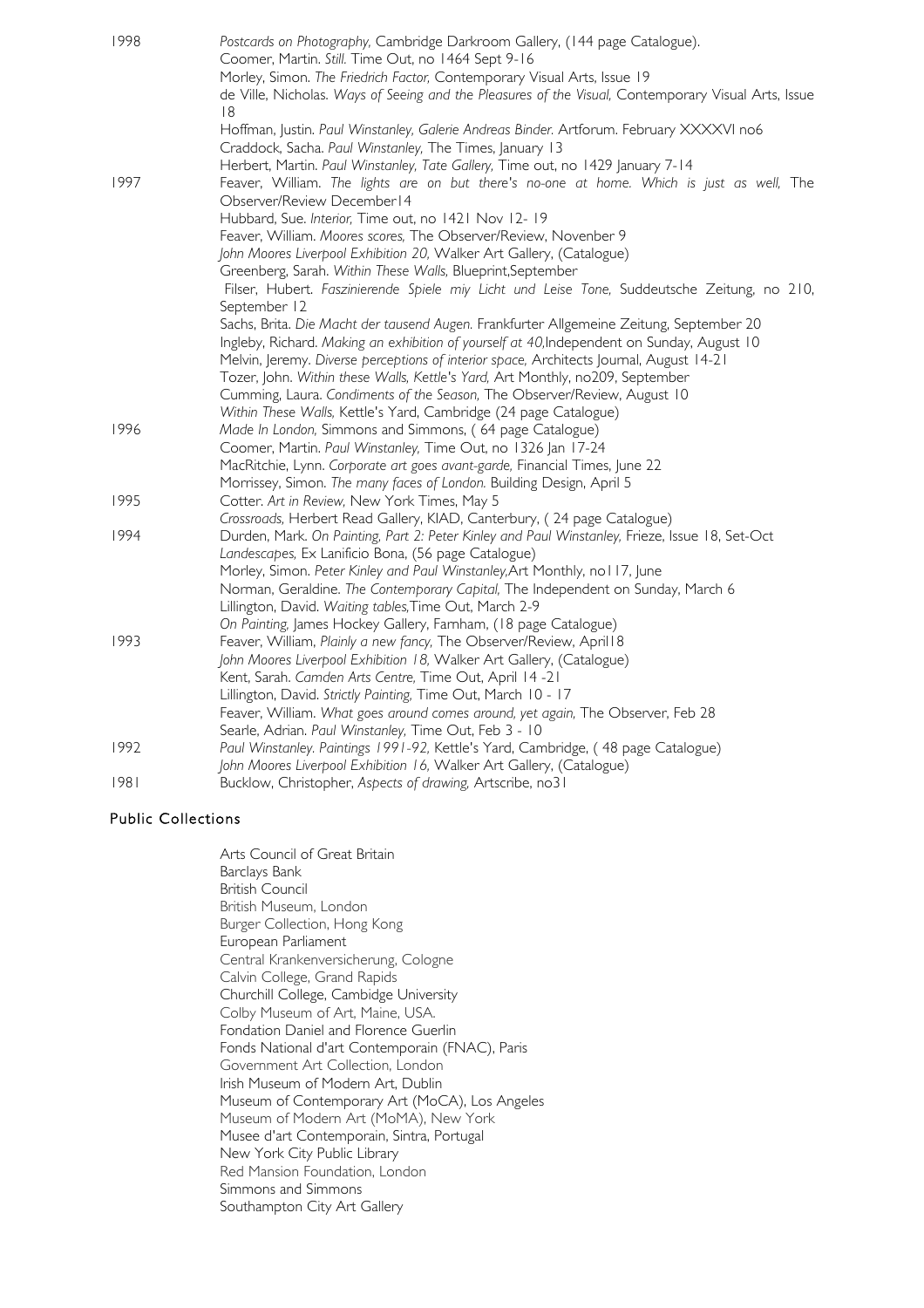1998
*Postcards on Photography,* Cambridge Darkroom Gallery, (144 page Catalogue).
Coomer, Martin. *Still.* Time Out, no 1464 Sept 9-16
Morley, Simon. *The Friedrich Factor,* Contemporary Visual Arts, Issue 19
de Ville, Nicholas. *Ways of Seeing and the Pleasures of the Visual,* Contemporary Visual Arts, Issue 18
Hoffman, Justin. *Paul Winstanley, Galerie Andreas Binder.* Artforum. February XXXXVI no6
Craddock, Sacha. *Paul Winstanley,* The Times, January 13
Herbert, Martin. *Paul Winstanley, Tate Gallery,* Time out, no 1429 January 7-14

1997
Feaver, William. *The lights are on but there's no-one at home. Which is just as well,* The Observer/Review December14
Hubbard, Sue. *Interior,* Time out, no 1421 Nov 12- 19
Feaver, William. *Moores scores,* The Observer/Review, Novenber 9
*John Moores Liverpool Exhibition 20,* Walker Art Gallery, (Catalogue)
Greenberg, Sarah. *Within These Walls,* Blueprint,September
Filser, Hubert. *Faszinierende Spiele miy Licht und Leise Tone,* Suddeutsche Zeitung, no 210, September 12
Sachs, Brita. *Die Macht der tausend Augen.* Frankfurter Allgemeine Zeitung, September 20
Ingleby, Richard. *Making an exhibition of yourself at 40,*Independent on Sunday, August 10
Melvin, Jeremy. *Diverse perceptions of interior space,* Architects Journal, August 14-21
Tozer, John. *Within these Walls, Kettle's Yard,* Art Monthly, no209, September
Cumming, Laura. *Condiments of the Season,* The Observer/Review, August 10
*Within These Walls,* Kettle's Yard, Cambridge (24 page Catalogue)

1996
*Made In London,* Simmons and Simmons, ( 64 page Catalogue)
Coomer, Martin. *Paul Winstanley,* Time Out, no 1326 Jan 17-24
MacRitchie, Lynn. *Corporate art goes avant-garde,* Financial Times, June 22
Morrissey, Simon. *The many faces of London.* Building Design, April 5

1995
Cotter. *Art in Review,* New York Times, May 5
*Crossroads,* Herbert Read Gallery, KIAD, Canterbury, ( 24 page Catalogue)

1994
Durden, Mark. *On Painting, Part 2: Peter Kinley and Paul Winstanley,* Frieze, Issue 18, Set-Oct
*Landescapes,* Ex Lanificio Bona, (56 page Catalogue)
Morley, Simon. *Peter Kinley and Paul Winstanley,*Art Monthly, no117, June
Norman, Geraldine. *The Contemporary Capital,* The Independent on Sunday, March 6
Lillington, David. *Waiting tables,*Time Out, March 2-9
*On Painting,* James Hockey Gallery, Farnham, (18 page Catalogue)

1993
Feaver, William, *Plainly a new fancy,* The Observer/Review, April18
*John Moores Liverpool Exhibition 18,* Walker Art Gallery, (Catalogue)
Kent, Sarah. *Camden Arts Centre,* Time Out, April 14 -21
Lillington, David. *Strictly Painting,* Time Out, March 10 - 17
Feaver, William. *What goes around comes around, yet again,* The Observer, Feb 28
Searle, Adrian. *Paul Winstanley,* Time Out, Feb 3 - 10

1992
*Paul Winstanley. Paintings 1991-92,* Kettle's Yard, Cambridge, ( 48 page Catalogue)
*John Moores Liverpool Exhibition 16,* Walker Art Gallery, (Catalogue)

1981
Bucklow, Christopher, *Aspects of drawing,* Artscribe, no31

## Public Collections

Arts Council of Great Britain
Barclays Bank
British Council
British Museum, London
Burger Collection, Hong Kong
European Parliament
Central Krankenversicherung, Cologne
Calvin College, Grand Rapids
Churchill College, Cambridge University
Colby Museum of Art, Maine, USA.
Fondation Daniel and Florence Guerlin
Fonds National d'art Contemporain (FNAC), Paris
Government Art Collection, London
Irish Museum of Modern Art, Dublin
Museum of Contemporary Art (MoCA), Los Angeles
Museum of Modern Art (MoMA), New York
Musee d'art Contemporain, Sintra, Portugal
New York City Public Library
Red Mansion Foundation, London
Simmons and Simmons
Southampton City Art Gallery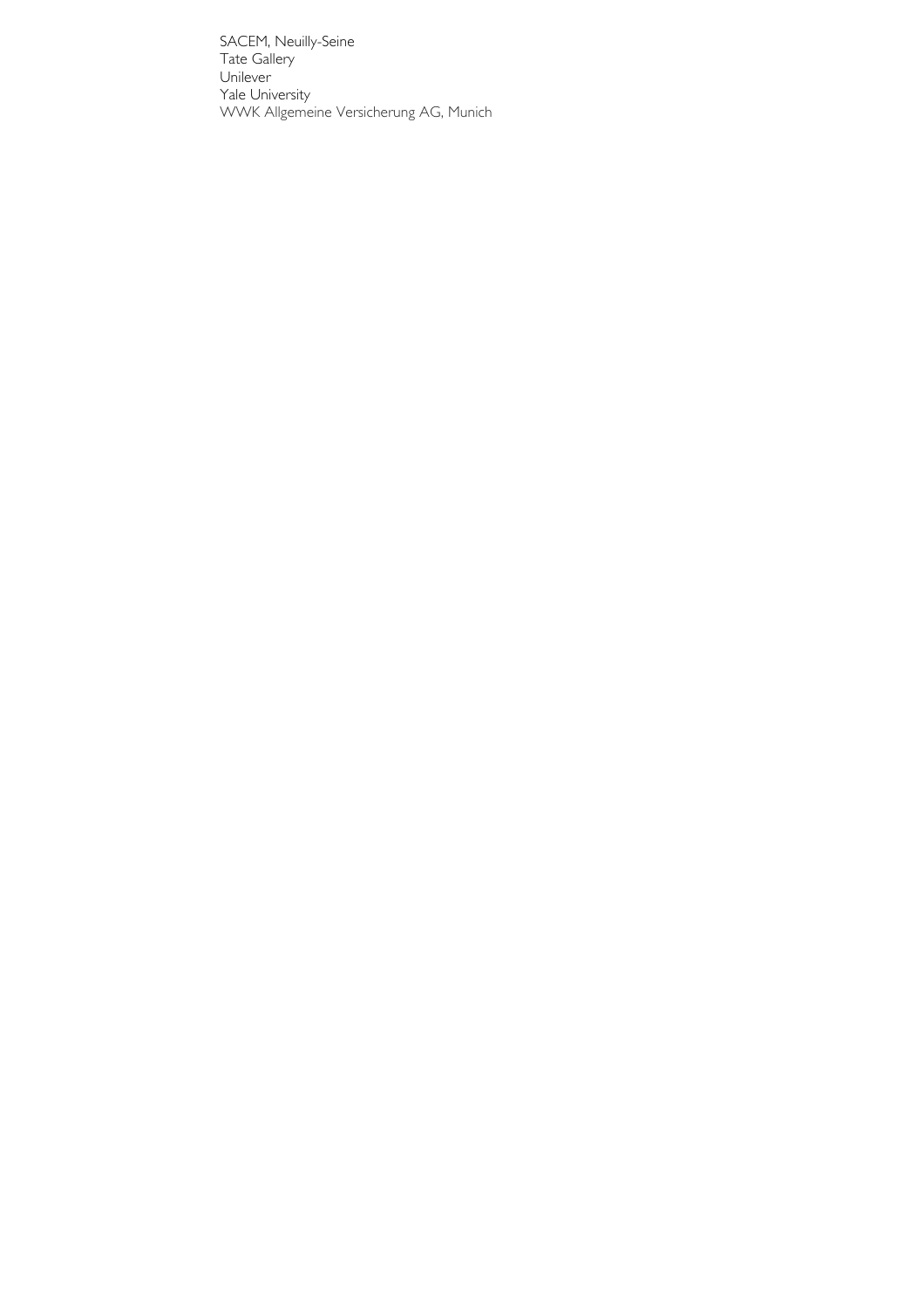SACEM, Neuilly-Seine
Tate Gallery
Unilever
Yale University
WWK Allgemeine Versicherung AG, Munich